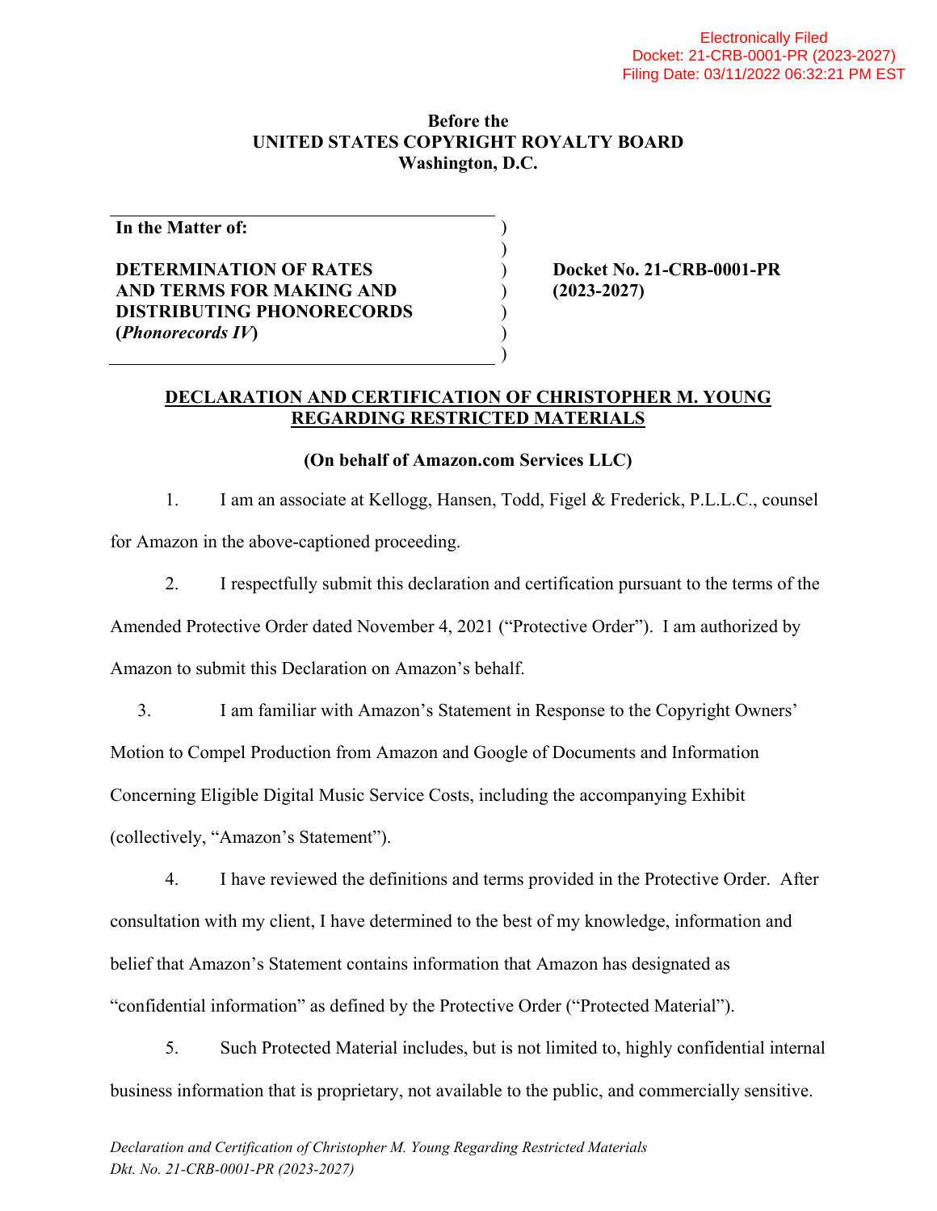Electronically Filed
Docket: 21-CRB-0001-PR (2023-2027)
Filing Date: 03/11/2022 06:32:21 PM EST

**Before the**
**UNITED STATES COPYRIGHT ROYALTY BOARD**
**Washington, D.C.**

| | |
|---|---|
| **In the Matter of:** **DETERMINATION OF RATES AND TERMS FOR MAKING AND DISTRIBUTING PHONORECORDS (*Phonorecords IV*)** | **Docket No. 21-CRB-0001-PR (2023-2027)** |

**DECLARATION AND CERTIFICATION OF CHRISTOPHER M. YOUNG REGARDING RESTRICTED MATERIALS**

**(On behalf of Amazon.com Services LLC)**

1. I am an associate at Kellogg, Hansen, Todd, Figel & Frederick, P.L.L.C., counsel for Amazon in the above-captioned proceeding.

2. I respectfully submit this declaration and certification pursuant to the terms of the Amended Protective Order dated November 4, 2021 ("Protective Order"). I am authorized by Amazon to submit this Declaration on Amazon's behalf.

3. I am familiar with Amazon's Statement in Response to the Copyright Owners' Motion to Compel Production from Amazon and Google of Documents and Information Concerning Eligible Digital Music Service Costs, including the accompanying Exhibit (collectively, "Amazon's Statement").

4. I have reviewed the definitions and terms provided in the Protective Order. After consultation with my client, I have determined to the best of my knowledge, information and belief that Amazon's Statement contains information that Amazon has designated as "confidential information" as defined by the Protective Order ("Protected Material").

5. Such Protected Material includes, but is not limited to, highly confidential internal business information that is proprietary, not available to the public, and commercially sensitive.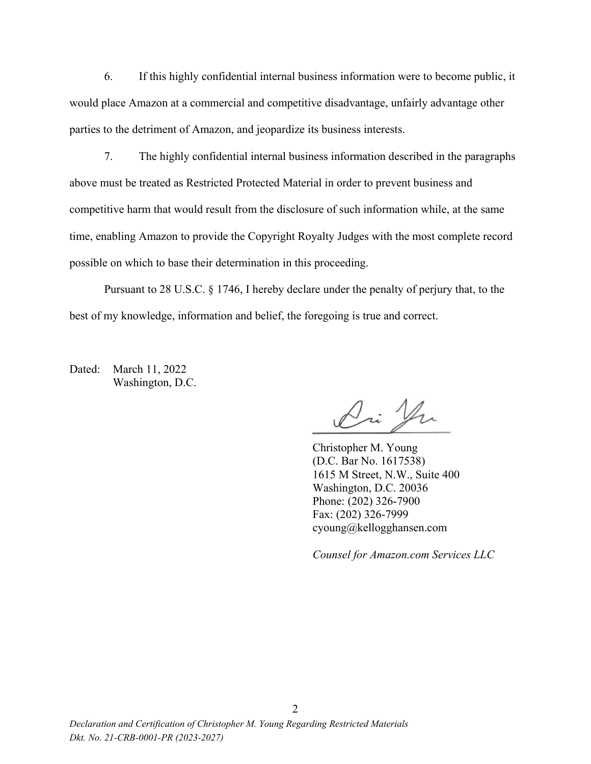6. If this highly confidential internal business information were to become public, it would place Amazon at a commercial and competitive disadvantage, unfairly advantage other parties to the detriment of Amazon, and jeopardize its business interests.

7. The highly confidential internal business information described in the paragraphs above must be treated as Restricted Protected Material in order to prevent business and competitive harm that would result from the disclosure of such information while, at the same time, enabling Amazon to provide the Copyright Royalty Judges with the most complete record possible on which to base their determination in this proceeding.

Pursuant to 28 U.S.C. § 1746, I hereby declare under the penalty of perjury that, to the best of my knowledge, information and belief, the foregoing is true and correct.

Dated: March 11, 2022
Washington, D.C.

Christopher M. Young
(D.C. Bar No. 1617538)
1615 M Street, N.W., Suite 400
Washington, D.C. 20036
Phone: (202) 326-7900
Fax: (202) 326-7999
cyoung@kellogghansen.com

*Counsel for Amazon.com Services LLC*

*Declaration and Certification of Christopher M. Young Regarding Restricted Materials*
*Dkt. No. 21-CRB-0001-PR (2023-2027)*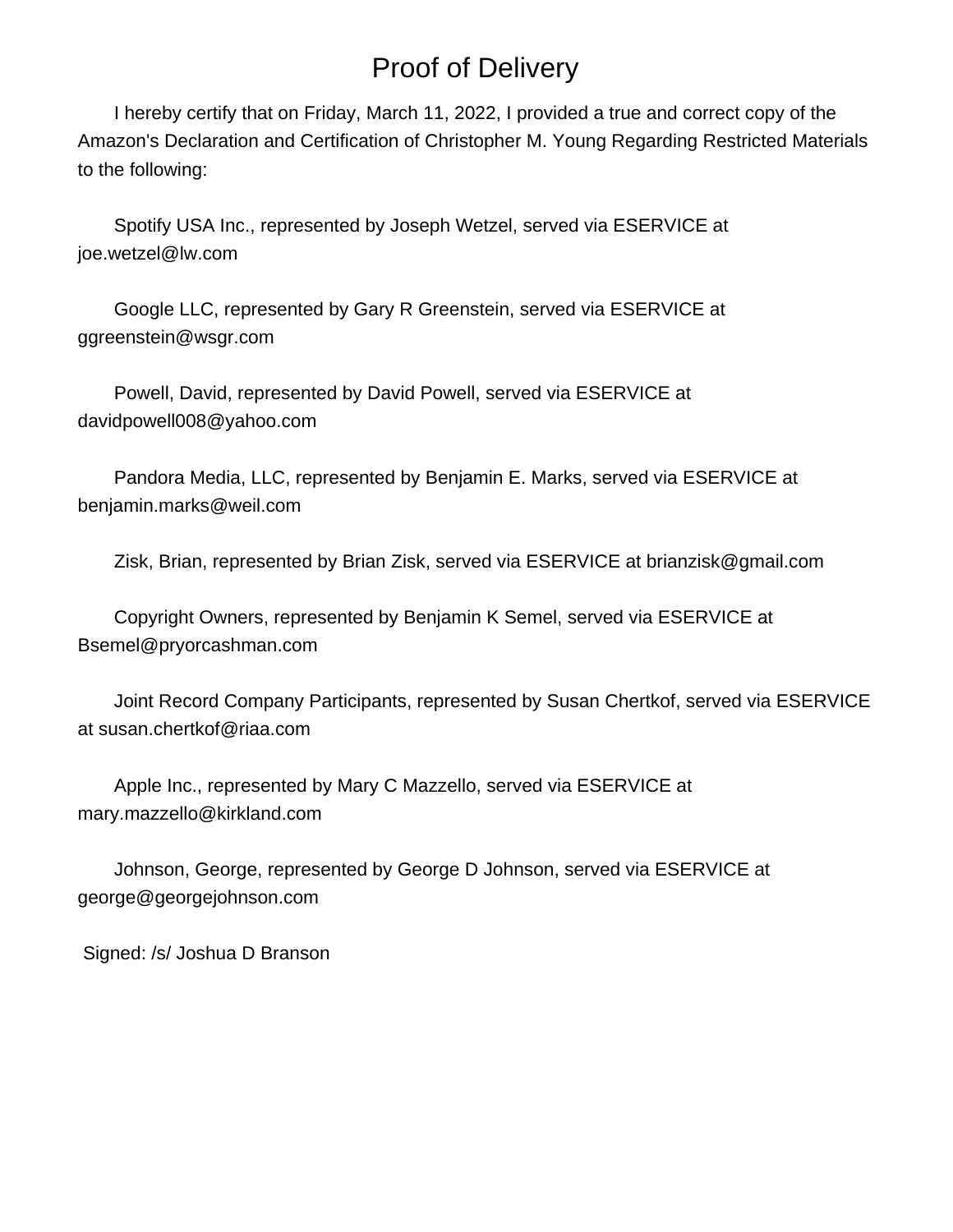# Proof of Delivery

I hereby certify that on Friday, March 11, 2022, I provided a true and correct copy of the Amazon's Declaration and Certification of Christopher M. Young Regarding Restricted Materials to the following:

Spotify USA Inc., represented by Joseph Wetzel, served via ESERVICE at joe.wetzel@lw.com

Google LLC, represented by Gary R Greenstein, served via ESERVICE at ggreenstein@wsgr.com

Powell, David, represented by David Powell, served via ESERVICE at davidpowell008@yahoo.com

Pandora Media, LLC, represented by Benjamin E. Marks, served via ESERVICE at benjamin.marks@weil.com

Zisk, Brian, represented by Brian Zisk, served via ESERVICE at brianzisk@gmail.com

Copyright Owners, represented by Benjamin K Semel, served via ESERVICE at Bsemel@pryorcashman.com

Joint Record Company Participants, represented by Susan Chertkof, served via ESERVICE at susan.chertkof@riaa.com

Apple Inc., represented by Mary C Mazzello, served via ESERVICE at mary.mazzello@kirkland.com

Johnson, George, represented by George D Johnson, served via ESERVICE at george@georgejohnson.com

Signed: /s/ Joshua D Branson